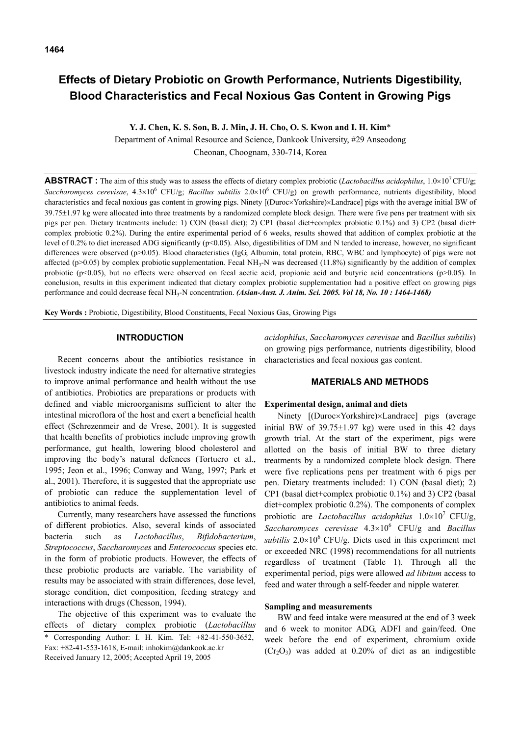# Effects of Dietary Probiotic on Growth Performance, Nutrients Digestibility, Blood Characteristics and Fecal Noxious Gas Content in Growing Pigs

**Y. J. Chen, K. S. Son, B. J. Min, J. H. Cho, O. S. Kwon and I. H. Kim***

Department of Animal Resource and Science, Dankook University, #29 Anseodong
Cheonan, Choognam, 330-714, Korea

**ABSTRACT :** The aim of this study was to assess the effects of dietary complex probiotic (*Lactobacillus acidophilus*, $1.0\times10^7$ CFU/g; *Saccharomyces cerevisae*, $4.3\times10^6$ CFU/g; *Bacillus subtilis* $2.0\times10^6$ CFU/g) on growth performance, nutrients digestibility, blood characteristics and fecal noxious gas content in growing pigs. Ninety [(Duroc×Yorkshire)×Landrace] pigs with the average initial BW of 39.75±1.97 kg were allocated into three treatments by a randomized complete block design. There were five pens per treatment with six pigs per pen. Dietary treatments include: 1) CON (basal diet); 2) CP1 (basal diet+complex probiotic 0.1%) and 3) CP2 (basal diet+ complex probiotic 0.2%). During the entire experimental period of 6 weeks, results showed that addition of complex probiotic at the level of 0.2% to diet increased ADG significantly ($p<0.05$). Also, digestibilities of DM and N tended to increase, however, no significant differences were observed ($p>0.05$). Blood characteristics (IgG, Albumin, total protein, RBC, WBC and lymphocyte) of pigs were not affected ($p>0.05$) by complex probiotic supplementation. Fecal $NH_3$-N was decreased (11.8%) significantly by the addition of complex probiotic ($p<0.05$), but no effects were observed on fecal acetic acid, propionic acid and butyric acid concentrations ($p>0.05$). In conclusion, results in this experiment indicated that dietary complex probiotic supplementation had a positive effect on growing pigs performance and could decrease fecal $NH_3$-N concentration. ***(Asian-Aust. J. Anim. Sci. 2005. Vol 18, No. 10 : 1464-1468)***

**Key Words :** Probiotic, Digestibility, Blood Constituents, Fecal Noxious Gas, Growing Pigs

## INTRODUCTION

Recent concerns about the antibiotics resistance in livestock industry indicate the need for alternative strategies to improve animal performance and health without the use of antibiotics. Probiotics are preparations or products with defined and viable microorganisms sufficient to alter the intestinal microflora of the host and exert a beneficial health effect (Schrezenmeir and de Vrese, 2001). It is suggested that health benefits of probiotics include improving growth performance, gut health, lowering blood cholesterol and improving the body's natural defences (Tortuero et al., 1995; Jeon et al., 1996; Conway and Wang, 1997; Park et al., 2001). Therefore, it is suggested that the appropriate use of probiotic can reduce the supplementation level of antibiotics to animal feeds.

Currently, many researchers have assessed the functions of different probiotics. Also, several kinds of associated bacteria such as *Lactobacillus*, *Bifidobacterium*, *Streptococcus*, *Saccharomyces* and *Enterococcus* species etc. in the form of probiotic products. However, the effects of these probiotic products are variable. The variability of results may be associated with strain differences, dose level, storage condition, diet composition, feeding strategy and interactions with drugs (Chesson, 1994).

The objective of this experiment was to evaluate the effects of dietary complex probiotic (*Lactobacillus acidophilus*, *Saccharomyces cerevisae* and *Bacillus subtilis*) on growing pigs performance, nutrients digestibility, blood characteristics and fecal noxious gas content.

## MATERIALS AND METHODS

### Experimental design, animal and diets

Ninety [(Duroc×Yorkshire)×Landrace] pigs (average initial BW of 39.75±1.97 kg) were used in this 42 days growth trial. At the start of the experiment, pigs were allotted on the basis of initial BW to three dietary treatments by a randomized complete block design. There were five replications pens per treatment with 6 pigs per pen. Dietary treatments included: 1) CON (basal diet); 2) CP1 (basal diet+complex probiotic 0.1%) and 3) CP2 (basal diet+complex probiotic 0.2%). The components of complex probiotic are *Lactobacillus acidophilus* $1.0\times10^7$ CFU/g, *Saccharomyces cerevisae* $4.3\times10^6$ CFU/g and *Bacillus subtilis* $2.0\times10^6$ CFU/g. Diets used in this experiment met or exceeded NRC (1998) recommendations for all nutrients regardless of treatment (Table 1). Through all the experimental period, pigs were allowed *ad libitum* access to feed and water through a self-feeder and nipple waterer.

### Sampling and measurements

BW and feed intake were measured at the end of 3 week and 6 week to monitor ADG, ADFI and gain/feed. One week before the end of experiment, chromium oxide ($Cr_2O_3$) was added at 0.20% of diet as an indigestible

\* Corresponding Author: I. H. Kim. Tel: +82-41-550-3652, Fax: +82-41-553-1618, E-mail: inhokim@dankook.ac.kr
Received January 12, 2005; Accepted April 19, 2005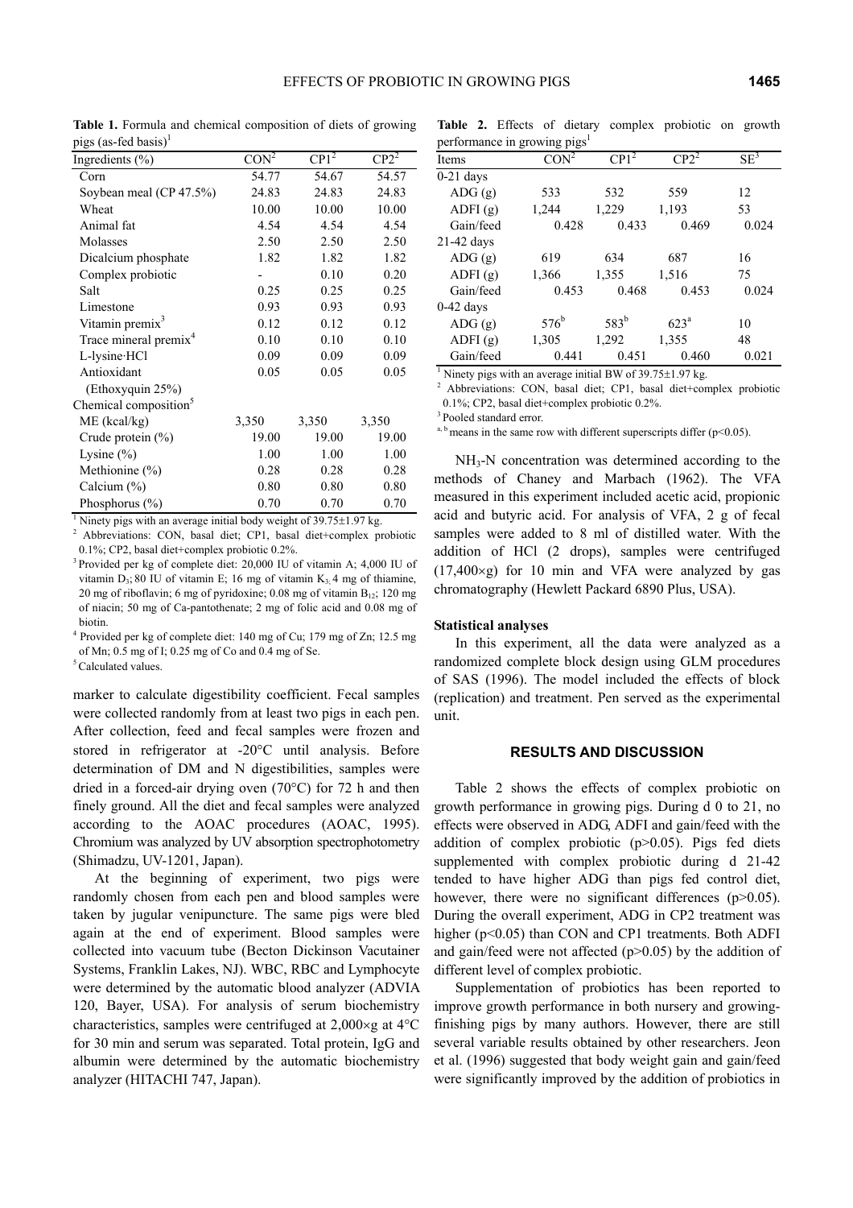**Table 1.** Formula and chemical composition of diets of growing pigs (as-fed basis)[1]

| Ingredients (%) | CON[2] | CP1[2] | CP2[2] |
|---|---|---|---|
| Corn | 54.77 | 54.67 | 54.57 |
| Soybean meal (CP 47.5%) | 24.83 | 24.83 | 24.83 |
| Wheat | 10.00 | 10.00 | 10.00 |
| Animal fat | 4.54 | 4.54 | 4.54 |
| Molasses | 2.50 | 2.50 | 2.50 |
| Dicalcium phosphate | 1.82 | 1.82 | 1.82 |
| Complex probiotic | - | 0.10 | 0.20 |
| Salt | 0.25 | 0.25 | 0.25 |
| Limestone | 0.93 | 0.93 | 0.93 |
| Vitamin premix[3] | 0.12 | 0.12 | 0.12 |
| Trace mineral premix[4] | 0.10 | 0.10 | 0.10 |
| L-lysine·HCl | 0.09 | 0.09 | 0.09 |
| Antioxidant (Ethoxyquin 25%) | 0.05 | 0.05 | 0.05 |
| Chemical composition[5] | | | |
| ME (kcal/kg) | 3,350 | 3,350 | 3,350 |
| Crude protein (%) | 19.00 | 19.00 | 19.00 |
| Lysine (%) | 1.00 | 1.00 | 1.00 |
| Methionine (%) | 0.28 | 0.28 | 0.28 |
| Calcium (%) | 0.80 | 0.80 | 0.80 |
| Phosphorus (%) | 0.70 | 0.70 | 0.70 |

[1] Ninety pigs with an average initial body weight of 39.75±1.97 kg.
[2] Abbreviations: CON, basal diet; CP1, basal diet+complex probiotic 0.1%; CP2, basal diet+complex probiotic 0.2%.
[3] Provided per kg of complete diet: 20,000 IU of vitamin A; 4,000 IU of vitamin $D_3$; 80 IU of vitamin E; 16 mg of vitamin $K_3$, 4 mg of thiamine, 20 mg of riboflavin; 6 mg of pyridoxine; 0.08 mg of vitamin $B_{12}$; 120 mg of niacin; 50 mg of Ca-pantothenate; 2 mg of folic acid and 0.08 mg of biotin.
[4] Provided per kg of complete diet: 140 mg of Cu; 179 mg of Zn; 12.5 mg of Mn; 0.5 mg of I; 0.25 mg of Co and 0.4 mg of Se.
[5] Calculated values.

marker to calculate digestibility coefficient. Fecal samples were collected randomly from at least two pigs in each pen. After collection, feed and fecal samples were frozen and stored in refrigerator at -20°C until analysis. Before determination of DM and N digestibilities, samples were dried in a forced-air drying oven (70°C) for 72 h and then finely ground. All the diet and fecal samples were analyzed according to the AOAC procedures (AOAC, 1995). Chromium was analyzed by UV absorption spectrophotometry (Shimadzu, UV-1201, Japan).

At the beginning of experiment, two pigs were randomly chosen from each pen and blood samples were taken by jugular venipuncture. The same pigs were bled again at the end of experiment. Blood samples were collected into vacuum tube (Becton Dickinson Vacutainer Systems, Franklin Lakes, NJ). WBC, RBC and Lymphocyte were determined by the automatic blood analyzer (ADVIA 120, Bayer, USA). For analysis of serum biochemistry characteristics, samples were centrifuged at 2,000×g at 4°C for 30 min and serum was separated. Total protein, IgG and albumin were determined by the automatic biochemistry analyzer (HITACHI 747, Japan).

**Table 2.** Effects of dietary complex probiotic on growth performance in growing pigs[1]

| Items | CON[2] | CP1[2] | CP2[2] | SE[3] |
|---|---|---|---|---|
| 0-21 days | | | | |
| ADG (g) | 533 | 532 | 559 | 12 |
| ADFI (g) | 1,244 | 1,229 | 1,193 | 53 |
| Gain/feed | 0.428 | 0.433 | 0.469 | 0.024 |
| 21-42 days | | | | |
| ADG (g) | 619 | 634 | 687 | 16 |
| ADFI (g) | 1,366 | 1,355 | 1,516 | 75 |
| Gain/feed | 0.453 | 0.468 | 0.453 | 0.024 |
| 0-42 days | | | | |
| ADG (g) | 576[b] | 583[b] | 623[a] | 10 |
| ADFI (g) | 1,305 | 1,292 | 1,355 | 48 |
| Gain/feed | 0.441 | 0.451 | 0.460 | 0.021 |

[1] Ninety pigs with an average initial BW of 39.75±1.97 kg.
[2] Abbreviations: CON, basal diet; CP1, basal diet+complex probiotic 0.1%; CP2, basal diet+complex probiotic 0.2%.
[3] Pooled standard error.
[a, b] means in the same row with different superscripts differ ($p<0.05$).

$NH_3$-N concentration was determined according to the methods of Chaney and Marbach (1962). The VFA measured in this experiment included acetic acid, propionic acid and butyric acid. For analysis of VFA, 2 g of fecal samples were added to 8 ml of distilled water. With the addition of HCl (2 drops), samples were centrifuged (17,400×g) for 10 min and VFA were analyzed by gas chromatography (Hewlett Packard 6890 Plus, USA).

#### Statistical analyses

In this experiment, all the data were analyzed as a randomized complete block design using GLM procedures of SAS (1996). The model included the effects of block (replication) and treatment. Pen served as the experimental unit.

## RESULTS AND DISCUSSION

Table 2 shows the effects of complex probiotic on growth performance in growing pigs. During d 0 to 21, no effects were observed in ADG, ADFI and gain/feed with the addition of complex probiotic ($p>0.05$). Pigs fed diets supplemented with complex probiotic during d 21-42 tended to have higher ADG than pigs fed control diet, however, there were no significant differences ($p>0.05$). During the overall experiment, ADG in CP2 treatment was higher ($p<0.05$) than CON and CP1 treatments. Both ADFI and gain/feed were not affected ($p>0.05$) by the addition of different level of complex probiotic.

Supplementation of probiotics has been reported to improve growth performance in both nursery and growing-finishing pigs by many authors. However, there are still several variable results obtained by other researchers. Jeon et al. (1996) suggested that body weight gain and gain/feed were significantly improved by the addition of probiotics in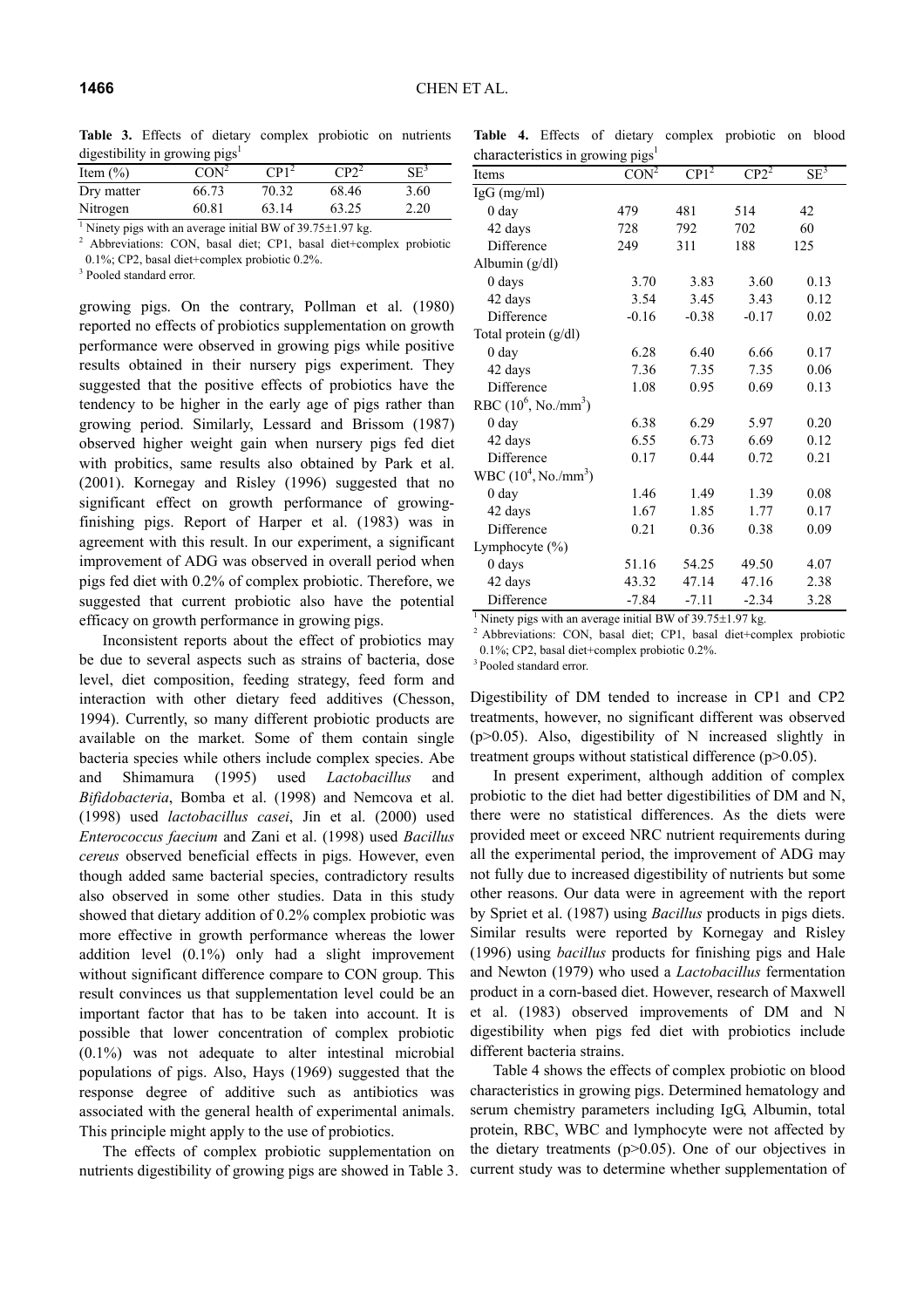**Table 3.** Effects of dietary complex probiotic on nutrients digestibility in growing pigs[1]

| Item (%) | CON[2] | CP1[2] | CP2[2] | SE[3] |
|---|---|---|---|---|
| Dry matter | 66.73 | 70.32 | 68.46 | 3.60 |
| Nitrogen | 60.81 | 63.14 | 63.25 | 2.20 |

[1] Ninety pigs with an average initial BW of 39.75±1.97 kg.
[2] Abbreviations: CON, basal diet; CP1, basal diet+complex probiotic 0.1%; CP2, basal diet+complex probiotic 0.2%.
[3] Pooled standard error.

growing pigs. On the contrary, Pollman et al. (1980) reported no effects of probiotics supplementation on growth performance were observed in growing pigs while positive results obtained in their nursery pigs experiment. They suggested that the positive effects of probiotics have the tendency to be higher in the early age of pigs rather than growing period. Similarly, Lessard and Brissom (1987) observed higher weight gain when nursery pigs fed diet with probitics, same results also obtained by Park et al. (2001). Kornegay and Risley (1996) suggested that no significant effect on growth performance of growing-finishing pigs. Report of Harper et al. (1983) was in agreement with this result. In our experiment, a significant improvement of ADG was observed in overall period when pigs fed diet with 0.2% of complex probiotic. Therefore, we suggested that current probiotic also have the potential efficacy on growth performance in growing pigs.

Inconsistent reports about the effect of probiotics may be due to several aspects such as strains of bacteria, dose level, diet composition, feeding strategy, feed form and interaction with other dietary feed additives (Chesson, 1994). Currently, so many different probiotic products are available on the market. Some of them contain single bacteria species while others include complex species. Abe and Shimamura (1995) used *Lactobacillus* and *Bifidobacteria*, Bomba et al. (1998) and Nemcova et al. (1998) used *lactobacillus casei*, Jin et al. (2000) used *Enterococcus faecium* and Zani et al. (1998) used *Bacillus cereus* observed beneficial effects in pigs. However, even though added same bacterial species, contradictory results also observed in some other studies. Data in this study showed that dietary addition of 0.2% complex probiotic was more effective in growth performance whereas the lower addition level (0.1%) only had a slight improvement without significant difference compare to CON group. This result convinces us that supplementation level could be an important factor that has to be taken into account. It is possible that lower concentration of complex probiotic (0.1%) was not adequate to alter intestinal microbial populations of pigs. Also, Hays (1969) suggested that the response degree of additive such as antibiotics was associated with the general health of experimental animals. This principle might apply to the use of probiotics.

The effects of complex probiotic supplementation on nutrients digestibility of growing pigs are showed in Table 3.

**Table 4.** Effects of dietary complex probiotic on blood characteristics in growing pigs[1]

| Items | CON[2] | CP1[2] | CP2[2] | SE[3] |
|---|---|---|---|---|
| IgG (mg/ml) | | | | |
| 0 day | 479 | 481 | 514 | 42 |
| 42 days | 728 | 792 | 702 | 60 |
| Difference | 249 | 311 | 188 | 125 |
| Albumin (g/dl) | | | | |
| 0 days | 3.70 | 3.83 | 3.60 | 0.13 |
| 42 days | 3.54 | 3.45 | 3.43 | 0.12 |
| Difference | -0.16 | -0.38 | -0.17 | 0.02 |
| Total protein (g/dl) | | | | |
| 0 day | 6.28 | 6.40 | 6.66 | 0.17 |
| 42 days | 7.36 | 7.35 | 7.35 | 0.06 |
| Difference | 1.08 | 0.95 | 0.69 | 0.13 |
| RBC ($10^6$, No./mm$^3$) | | | | |
| 0 day | 6.38 | 6.29 | 5.97 | 0.20 |
| 42 days | 6.55 | 6.73 | 6.69 | 0.12 |
| Difference | 0.17 | 0.44 | 0.72 | 0.21 |
| WBC ($10^4$, No./mm$^3$) | | | | |
| 0 day | 1.46 | 1.49 | 1.39 | 0.08 |
| 42 days | 1.67 | 1.85 | 1.77 | 0.17 |
| Difference | 0.21 | 0.36 | 0.38 | 0.09 |
| Lymphocyte (%) | | | | |
| 0 days | 51.16 | 54.25 | 49.50 | 4.07 |
| 42 days | 43.32 | 47.14 | 47.16 | 2.38 |
| Difference | -7.84 | -7.11 | -2.34 | 3.28 |

[1] Ninety pigs with an average initial BW of 39.75±1.97 kg.
[2] Abbreviations: CON, basal diet; CP1, basal diet+complex probiotic 0.1%; CP2, basal diet+complex probiotic 0.2%.
[3] Pooled standard error.

Digestibility of DM tended to increase in CP1 and CP2 treatments, however, no significant different was observed ($p>0.05$). Also, digestibility of N increased slightly in treatment groups without statistical difference ($p>0.05$).

In present experiment, although addition of complex probiotic to the diet had better digestibilities of DM and N, there were no statistical differences. As the diets were provided meet or exceed NRC nutrient requirements during all the experimental period, the improvement of ADG may not fully due to increased digestibility of nutrients but some other reasons. Our data were in agreement with the report by Spriet et al. (1987) using *Bacillus* products in pigs diets. Similar results were reported by Kornegay and Risley (1996) using *bacillus* products for finishing pigs and Hale and Newton (1979) who used a *Lactobacillus* fermentation product in a corn-based diet. However, research of Maxwell et al. (1983) observed improvements of DM and N digestibility when pigs fed diet with probiotics include different bacteria strains.

Table 4 shows the effects of complex probiotic on blood characteristics in growing pigs. Determined hematology and serum chemistry parameters including IgG, Albumin, total protein, RBC, WBC and lymphocyte were not affected by the dietary treatments ($p>0.05$). One of our objectives in current study was to determine whether supplementation of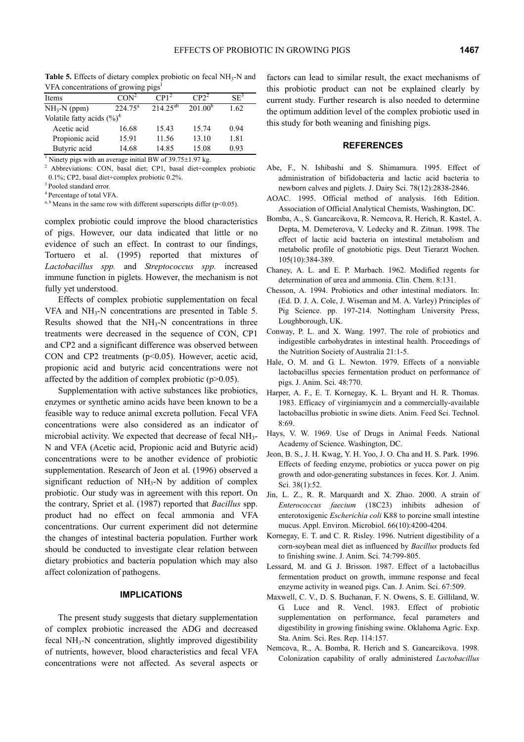**Table 5.** Effects of dietary complex probiotic on fecal $NH_3$-N and VFA concentrations of growing pigs[1]

| Items | CON[2] | CP1[2] | CP2[2] | SE[3] |
|---|---|---|---|---|
| $NH_3$-N (ppm) | 224.75[a] | 214.25[ab] | 201.00[b] | 1.62 |
| Volatile fatty acids (%)[4] | | | | |
| Acetic acid | 16.68 | 15.43 | 15.74 | 0.94 |
| Propionic acid | 15.91 | 11.56 | 13.10 | 1.81 |
| Butyric acid | 14.68 | 14.85 | 15.08 | 0.93 |

[1] Ninety pigs with an average initial BW of 39.75±1.97 kg.

[2] Abbreviations: CON, basal diet; CP1, basal diet+complex probiotic 0.1%; CP2, basal diet+complex probiotic 0.2%.

[3] Pooled standard error.

[4] Percentage of total VFA.

[a, b] Means in the same row with different superscripts differ ($p<0.05$).

complex probiotic could improve the blood characteristics of pigs. However, our data indicated that little or no evidence of such an effect. In contrast to our findings, Tortuero et al. (1995) reported that mixtures of *Lactobacillus spp.* and *Streptococcus spp.* increased immune function in piglets. However, the mechanism is not fully yet understood.

Effects of complex probiotic supplementation on fecal VFA and $NH_3$-N concentrations are presented in Table 5. Results showed that the $NH_3$-N concentrations in three treatments were decreased in the sequence of CON, CP1 and CP2 and a significant difference was observed between CON and CP2 treatments ($p<0.05$). However, acetic acid, propionic acid and butyric acid concentrations were not affected by the addition of complex probiotic ($p>0.05$).

Supplementation with active substances like probiotics, enzymes or synthetic amino acids have been known to be a feasible way to reduce animal excreta pollution. Fecal VFA concentrations were also considered as an indicator of microbial activity. We expected that decrease of fecal $NH_3$-N and VFA (Acetic acid, Propionic acid and Butyric acid) concentrations were to be another evidence of probiotic supplementation. Research of Jeon et al. (1996) observed a significant reduction of $NH_3$-N by addition of complex probiotic. Our study was in agreement with this report. On the contrary, Spriet et al. (1987) reported that *Bacillus* spp. product had no effect on fecal ammonia and VFA concentrations. Our current experiment did not determine the changes of intestinal bacteria population. Further work should be conducted to investigate clear relation between dietary probiotics and bacteria population which may also affect colonization of pathogens.

## IMPLICATIONS

The present study suggests that dietary supplementation of complex probiotic increased the ADG and decreased fecal $NH_3$-N concentration, slightly improved digestibility of nutrients, however, blood characteristics and fecal VFA concentrations were not affected. As several aspects or factors can lead to similar result, the exact mechanisms of this probiotic product can not be explained clearly by current study. Further research is also needed to determine the optimum addition level of the complex probiotic used in this study for both weaning and finishing pigs.

## REFERENCES

Abe, F., N. Ishibashi and S. Shimamura. 1995. Effect of administration of bifidobacteria and lactic acid bacteria to newborn calves and piglets. J. Dairy Sci. 78(12):2838-2846.

AOAC. 1995. Official method of analysis. 16th Edition. Association of Official Analytical Chemists, Washington, DC.

Bomba, A., S. Gancarcikova, R. Nemcova, R. Herich, R. Kastel, A. Depta, M. Demeterova, V. Ledecky and R. Zitnan. 1998. The effect of lactic acid bacteria on intestinal metabolism and metabolic profile of gnotobiotic pigs. Deut Tierarzt Wochen. 105(10):384-389.

Chaney, A. L. and E. P. Marbach. 1962. Modified regents for determination of urea and ammonia. Clin. Chem. 8:131.

Chesson, A. 1994. Probiotics and other intestinal mediators. In: (Ed. D. J. A. Cole, J. Wiseman and M. A. Varley) Principles of Pig Science. pp. 197-214. Nottingham University Press, Loughborough, UK.

Conway, P. L. and X. Wang. 1997. The role of probiotics and indigestible carbohydrates in intestinal health. Proceedings of the Nutrition Society of Australia 21:1-5.

Hale, O. M. and G. L. Newton. 1979. Effects of a nonviable lactobacillus species fermentation product on performance of pigs. J. Anim. Sci. 48:770.

Harper, A. F., E. T. Kornegay, K. L. Bryant and H. R. Thomas. 1983. Efficacy of virginiamycin and a commercially-available lactobacillus probiotic in swine diets. Anim. Feed Sci. Technol. 8:69.

Hays, V. W. 1969. Use of Drugs in Animal Feeds. National Academy of Science. Washington, DC.

Jeon, B. S., J. H. Kwag, Y. H. Yoo, J. O. Cha and H. S. Park. 1996. Effects of feeding enzyme, probiotics or yucca power on pig growth and odor-generating substances in feces. Kor. J. Anim. Sci. 38(1):52.

Jin, L. Z., R. R. Marquardt and X. Zhao. 2000. A strain of *Enterococcus faecium* (18C23) inhibits adhesion of enterotoxigenic *Escherichia coli* K88 to porcine small intestine mucus. Appl. Environ. Microbiol. 66(10):4200-4204.

Kornegay, E. T. and C. R. Risley. 1996. Nutrient digestibility of a corn-soybean meal diet as influenced by *Bacillus* products fed to finishing swine. J. Anim. Sci. 74:799-805.

Lessard, M. and G. J. Brisson. 1987. Effect of a lactobacillus fermentation product on growth, immune response and fecal enzyme activity in weaned pigs. Can. J. Anim. Sci. 67:509.

Maxwell, C. V., D. S. Buchanan, F. N. Owens, S. E. Gilliland, W. G. Luce and R. Vencl. 1983. Effect of probiotic supplementation on performance, fecal parameters and digestibility in growing finishing swine. Oklahoma Agric. Exp. Sta. Anim. Sci. Res. Rep. 114:157.

Nemcova, R., A. Bomba, R. Herich and S. Gancarcikova. 1998. Colonization capability of orally administered *Lactobacillus*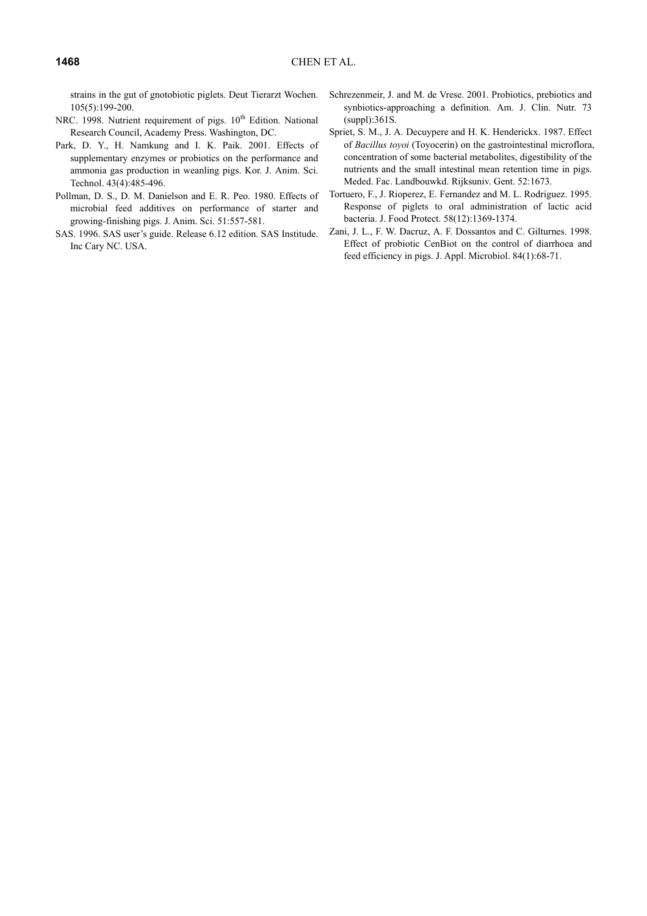strains in the gut of gnotobiotic piglets. Deut Tierarzt Wochen. 105(5):199-200.

NRC. 1998. Nutrient requirement of pigs. 10th Edition. National Research Council, Academy Press. Washington, DC.

Park, D. Y., H. Namkung and I. K. Paik. 2001. Effects of supplementary enzymes or probiotics on the performance and ammonia gas production in weanling pigs. Kor. J. Anim. Sci. Technol. 43(4):485-496.

Pollman, D. S., D. M. Danielson and E. R. Peo. 1980. Effects of microbial feed additives on performance of starter and growing-finishing pigs. J. Anim. Sci. 51:557-581.

SAS. 1996. SAS user's guide. Release 6.12 edition. SAS Institude. Inc Cary NC. USA.

Schrezenmeir, J. and M. de Vrese. 2001. Probiotics, prebiotics and synbiotics-approaching a definition. Am. J. Clin. Nutr. 73 (suppl):361S.

Spriet, S. M., J. A. Decuypere and H. K. Henderickx. 1987. Effect of *Bacillus toyoi* (Toyocerin) on the gastrointestinal microflora, concentration of some bacterial metabolites, digestibility of the nutrients and the small intestinal mean retention time in pigs. Meded. Fac. Landbouwkd. Rijksuniv. Gent. 52:1673.

Tortuero, F., J. Rioperez, E. Fernandez and M. L. Rodriguez. 1995. Response of piglets to oral administration of lactic acid bacteria. J. Food Protect. 58(12):1369-1374.

Zani, J. L., F. W. Dacruz, A. F. Dossantos and C. Gilturnes. 1998. Effect of probiotic CenBiot on the control of diarrhoea and feed efficiency in pigs. J. Appl. Microbiol. 84(1):68-71.